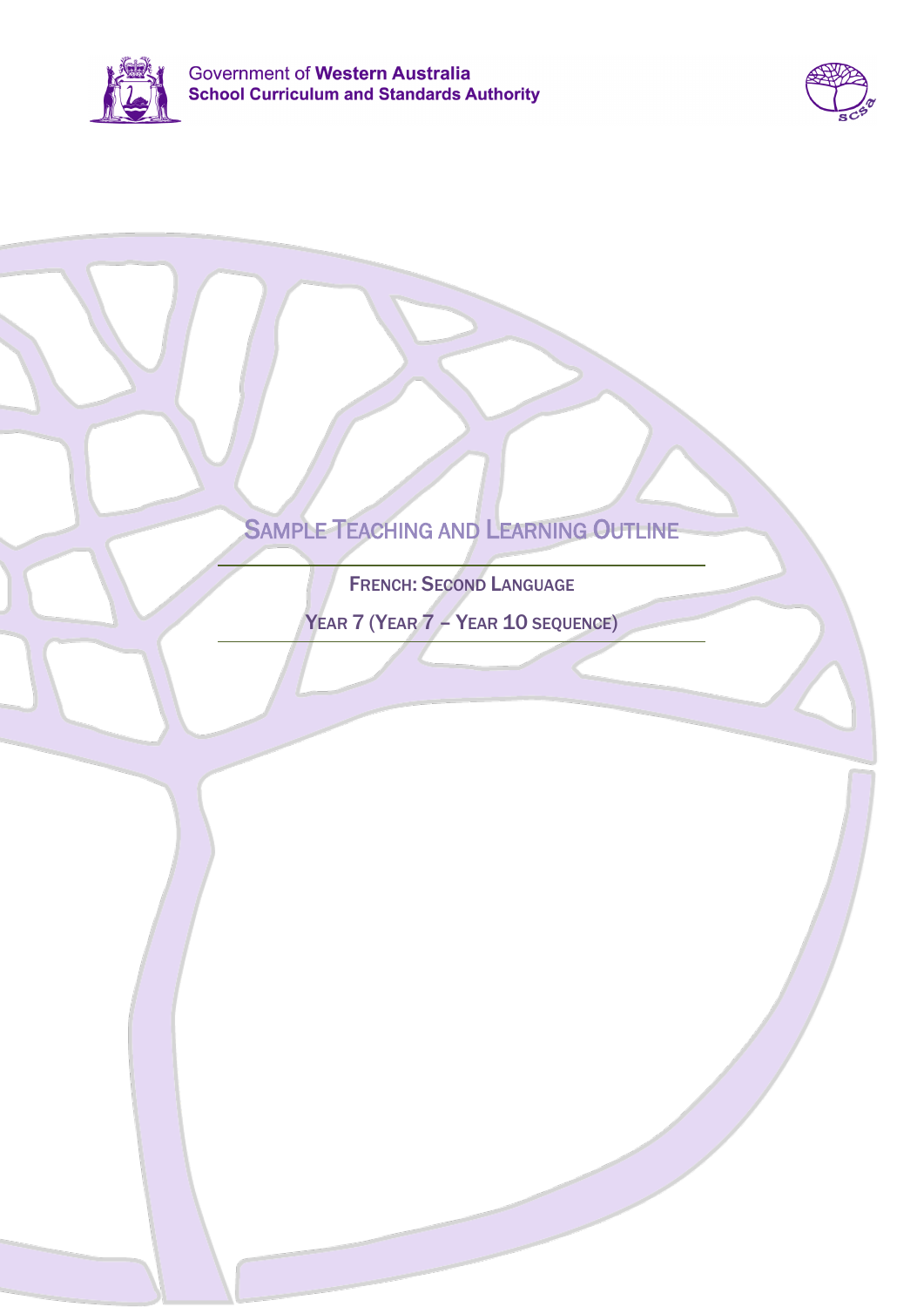Government of **Western Australia**
**School Curriculum and Standards Authority**

# Sample Teaching and Learning Outline

## French: Second Language

## Year 7 (Year 7 – Year 10 sequence)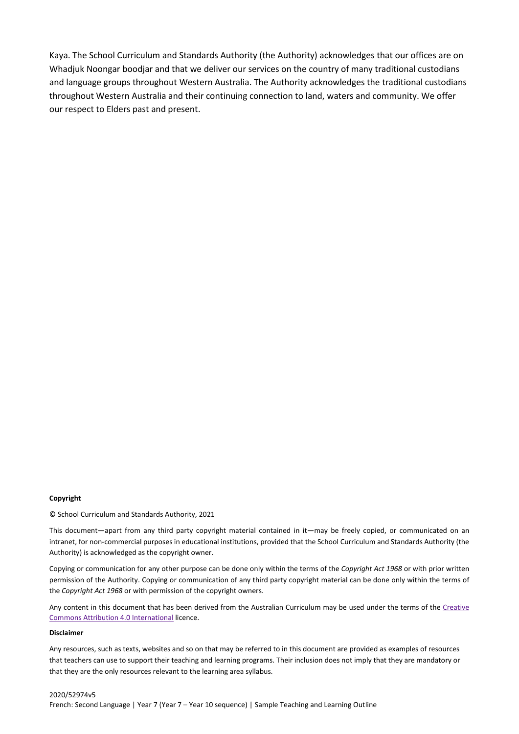Kaya. The School Curriculum and Standards Authority (the Authority) acknowledges that our offices are on Whadjuk Noongar boodjar and that we deliver our services on the country of many traditional custodians and language groups throughout Western Australia. The Authority acknowledges the traditional custodians throughout Western Australia and their continuing connection to land, waters and community. We offer our respect to Elders past and present.

**Copyright**

© School Curriculum and Standards Authority, 2021

This document—apart from any third party copyright material contained in it—may be freely copied, or communicated on an intranet, for non-commercial purposes in educational institutions, provided that the School Curriculum and Standards Authority (the Authority) is acknowledged as the copyright owner.

Copying or communication for any other purpose can be done only within the terms of the *Copyright Act 1968* or with prior written permission of the Authority. Copying or communication of any third party copyright material can be done only within the terms of the *Copyright Act 1968* or with permission of the copyright owners.

Any content in this document that has been derived from the Australian Curriculum may be used under the terms of the Creative Commons Attribution 4.0 International licence.

**Disclaimer**

Any resources, such as texts, websites and so on that may be referred to in this document are provided as examples of resources that teachers can use to support their teaching and learning programs. Their inclusion does not imply that they are mandatory or that they are the only resources relevant to the learning area syllabus.

2020/52974v5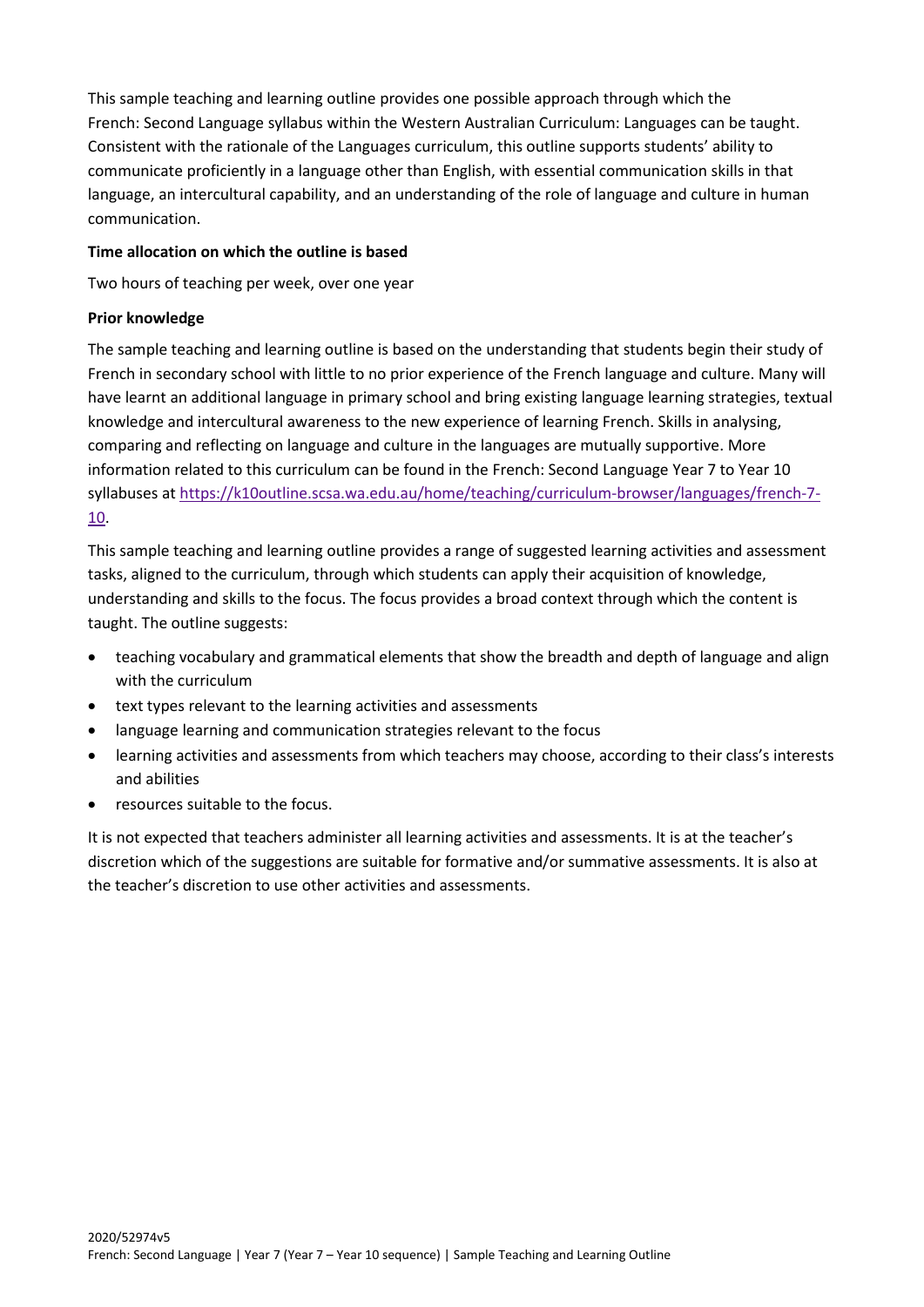This sample teaching and learning outline provides one possible approach through which the French: Second Language syllabus within the Western Australian Curriculum: Languages can be taught. Consistent with the rationale of the Languages curriculum, this outline supports students' ability to communicate proficiently in a language other than English, with essential communication skills in that language, an intercultural capability, and an understanding of the role of language and culture in human communication.

**Time allocation on which the outline is based**

Two hours of teaching per week, over one year

**Prior knowledge**

The sample teaching and learning outline is based on the understanding that students begin their study of French in secondary school with little to no prior experience of the French language and culture. Many will have learnt an additional language in primary school and bring existing language learning strategies, textual knowledge and intercultural awareness to the new experience of learning French. Skills in analysing, comparing and reflecting on language and culture in the languages are mutually supportive. More information related to this curriculum can be found in the French: Second Language Year 7 to Year 10 syllabuses at [https://k10outline.scsa.wa.edu.au/home/teaching/curriculum-browser/languages/french-7-10](https://k10outline.scsa.wa.edu.au/home/teaching/curriculum-browser/languages/french-7-10).

This sample teaching and learning outline provides a range of suggested learning activities and assessment tasks, aligned to the curriculum, through which students can apply their acquisition of knowledge, understanding and skills to the focus. The focus provides a broad context through which the content is taught. The outline suggests:

- teaching vocabulary and grammatical elements that show the breadth and depth of language and align with the curriculum
- text types relevant to the learning activities and assessments
- language learning and communication strategies relevant to the focus
- learning activities and assessments from which teachers may choose, according to their class's interests and abilities
- resources suitable to the focus.

It is not expected that teachers administer all learning activities and assessments. It is at the teacher's discretion which of the suggestions are suitable for formative and/or summative assessments. It is also at the teacher's discretion to use other activities and assessments.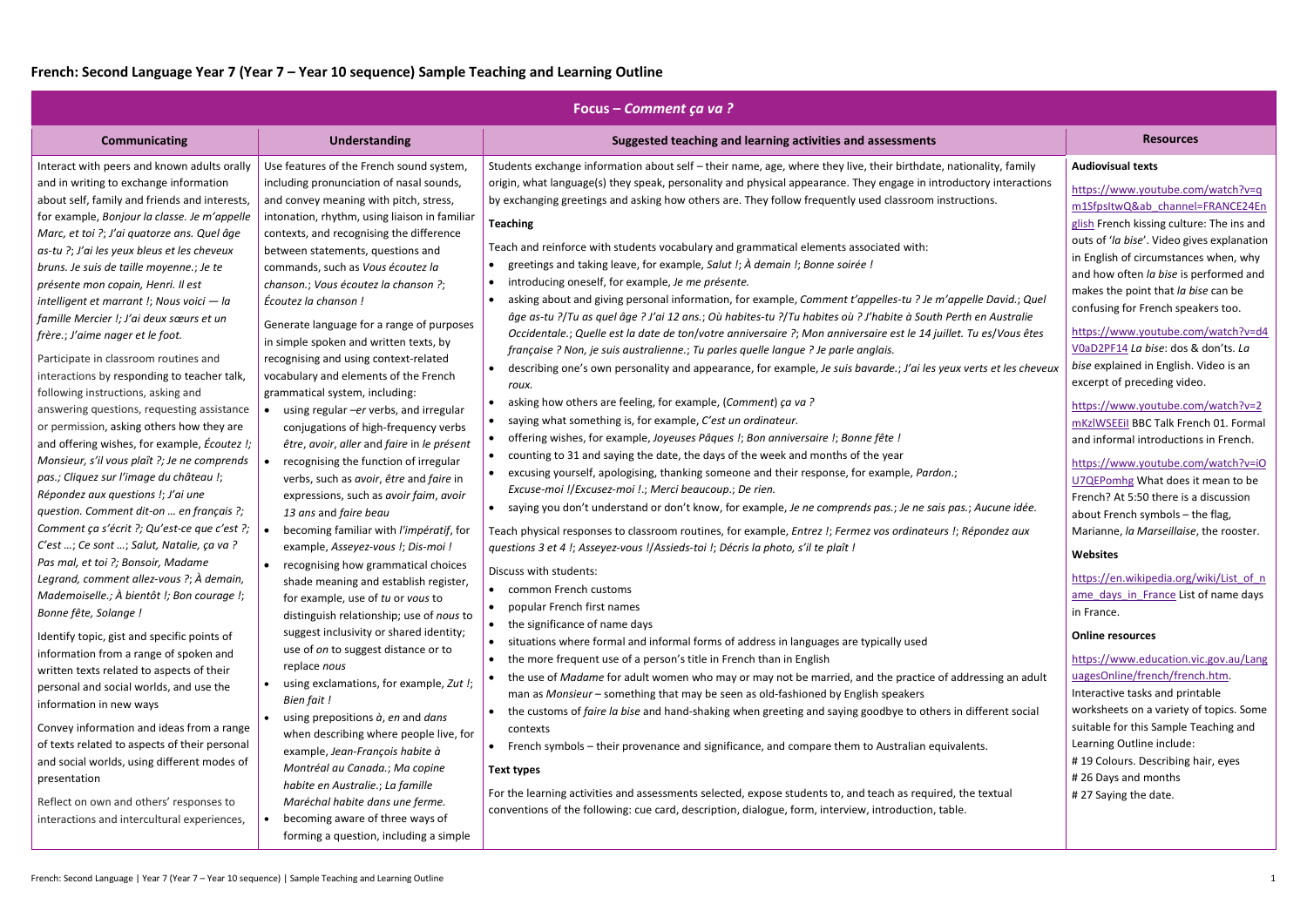# French: Second Language Year 7 (Year 7 – Year 10 sequence) Sample Teaching and Learning Outline

## Focus – *Comment ça va ?*

| Communicating | Understanding | Suggested teaching and learning activities and assessments | Resources |
|---|---|---|---|
| Interact with peers and known adults orally and in writing to exchange information about self, family and friends and interests, for example, *Bonjour la classe. Je m'appelle Marc, et toi ?*; *J'ai quatorze ans. Quel âge as-tu ?*; *J'ai les yeux bleus et les cheveux bruns. Je suis de taille moyenne.*; *Je te présente mon copain, Henri. Il est intelligent et marrant !*; *Nous voici — la famille Mercier !*; *J'ai deux sœurs et un frère.*; *J'aime nager et le foot.*<br><br>Participate in classroom routines and interactions by responding to teacher talk, following instructions, asking and answering questions, requesting assistance or permission, asking others how they are and offering wishes, for example, *Écoutez !*; *Monsieur, s'il vous plaît ?*; *Je ne comprends pas.*; *Cliquez sur l'image du château !*; *Répondez aux questions !*; *J'ai une question. Comment dit-on … en français ?*; *Comment ça s'écrit ?*; *Qu'est-ce que c'est ?*; *C'est …*; *Ce sont …*; *Salut, Natalie, ça va ? Pas mal, et toi ?*; *Bonsoir, Madame Legrand, comment allez-vous ?*; *À demain, Mademoiselle.*; *À bientôt !*; *Bon courage !*; *Bonne fête, Solange !*<br><br>Identify topic, gist and specific points of information from a range of spoken and written texts related to aspects of their personal and social worlds, and use the information in new ways<br><br>Convey information and ideas from a range of texts related to aspects of their personal and social worlds, using different modes of presentation<br><br>Reflect on own and others' responses to interactions and intercultural experiences, | Use features of the French sound system, including pronunciation of nasal sounds, and convey meaning with pitch, stress, intonation, rhythm, using liaison in familiar contexts, and recognising the difference between statements, questions and commands, such as *Vous écoutez la chanson.*; *Vous écoutez la chanson ?*; *Écoutez la chanson !*<br><br>Generate language for a range of purposes in simple spoken and written texts, by recognising and using context-related vocabulary and elements of the French grammatical system, including:<br>• using regular *–er* verbs, and irregular conjugations of high-frequency verbs *être*, *avoir*, *aller* and *faire* in *le présent*<br>• recognising the function of irregular verbs, such as *avoir*, *être* and *faire* in expressions, such as *avoir faim*, *avoir 13 ans* and *faire beau*<br>• becoming familiar with *l'impératif*, for example, *Asseyez-vous !*; *Dis-moi !*<br>• recognising how grammatical choices shade meaning and establish register, for example, use of *tu* or *vous* to distinguish relationship; use of *nous* to suggest inclusivity or shared identity; use of *on* to suggest distance or to replace *nous*<br>• using exclamations, for example, *Zut !*; *Bien fait !*<br>• using prepositions *à*, *en* and *dans* when describing where people live, for example, *Jean-François habite à Montréal au Canada.*; *Ma copine habite en Australie.*; *La famille Maréchal habite dans une ferme.*<br>• becoming aware of three ways of forming a question, including a simple | Students exchange information about self – their name, age, where they live, their birthdate, nationality, family origin, what language(s) they speak, personality and physical appearance. They engage in introductory interactions by exchanging greetings and asking how others are. They follow frequently used classroom instructions.<br><br>**Teaching**<br><br>Teach and reinforce with students vocabulary and grammatical elements associated with:<br>• greetings and taking leave, for example, *Salut !*; *À demain !*; *Bonne soirée !*<br>• introducing oneself, for example, *Je me présente.*<br>• asking about and giving personal information, for example, *Comment t'appelles-tu ? Je m'appelle David.*; *Quel âge as-tu ?/Tu as quel âge ? J'ai 12 ans.*; *Où habites-tu ?/Tu habites où ? J'habite à South Perth en Australie Occidentale.*; *Quelle est la date de ton/votre anniversaire ?*; *Mon anniversaire est le 14 juillet. Tu es/Vous êtes française ? Non, je suis australienne.*; *Tu parles quelle langue ? Je parle anglais.*<br>• describing one's own personality and appearance, for example, *Je suis bavarde.*; *J'ai les yeux verts et les cheveux roux.*<br>• asking how others are feeling, for example, (*Comment*) *ça va ?*<br>• saying what something is, for example, *C'est un ordinateur.*<br>• offering wishes, for example, *Joyeuses Pâques !*; *Bon anniversaire !*; *Bonne fête !*<br>• counting to 31 and saying the date, the days of the week and months of the year<br>• excusing yourself, apologising, thanking someone and their response, for example, *Pardon.*; *Excuse-moi !/Excusez-moi !.*; *Merci beaucoup.*; *De rien.*<br>• saying you don't understand or don't know, for example, *Je ne comprends pas.*; *Je ne sais pas.*; *Aucune idée.*<br><br>Teach physical responses to classroom routines, for example, *Entrez !*; *Fermez vos ordinateurs !*; *Répondez aux questions 3 et 4 !*; *Asseyez-vous !/Assieds-toi !*; *Décris la photo, s'il te plaît !*<br><br>Discuss with students:<br>• common French customs<br>• popular French first names<br>• the significance of name days<br>• situations where formal and informal forms of address in languages are typically used<br>• the more frequent use of a person's title in French than in English<br>• the use of *Madame* for adult women who may or may not be married, and the practice of addressing an adult man as *Monsieur* – something that may be seen as old-fashioned by English speakers<br>• the customs of *faire la bise* and hand-shaking when greeting and saying goodbye to others in different social contexts<br>• French symbols – their provenance and significance, and compare them to Australian equivalents.<br><br>**Text types**<br><br>For the learning activities and assessments selected, expose students to, and teach as required, the textual conventions of the following: cue card, description, dialogue, form, interview, introduction, table. | **Audiovisual texts**<br><br>https://www.youtube.com/watch?v=qm1SfpsItwQ&ab_channel=FRANCE24English French kissing culture: The ins and outs of '*la bise*'. Video gives explanation in English of circumstances when, why and how often *la bise* is performed and makes the point that *la bise* can be confusing for French speakers too.<br><br>https://www.youtube.com/watch?v=d4V0aD2PF14 *La bise*: dos & don'ts. *La bise* explained in English. Video is an excerpt of preceding video.<br><br>https://www.youtube.com/watch?v=2mKzIWSEEiI BBC Talk French 01. Formal and informal introductions in French.<br><br>https://www.youtube.com/watch?v=iOU7QEPomhg What does it mean to be French? At 5:50 there is a discussion about French symbols – the flag, Marianne, *la Marseillaise*, the rooster.<br><br>**Websites**<br><br>https://en.wikipedia.org/wiki/List_of_name_days_in_France List of name days in France.<br><br>**Online resources**<br><br>https://www.education.vic.gov.au/LanguagesOnline/french/french.htm. Interactive tasks and printable worksheets on a variety of topics. Some suitable for this Sample Teaching and Learning Outline include:<br># 19 Colours. Describing hair, eyes<br># 26 Days and months<br># 27 Saying the date. |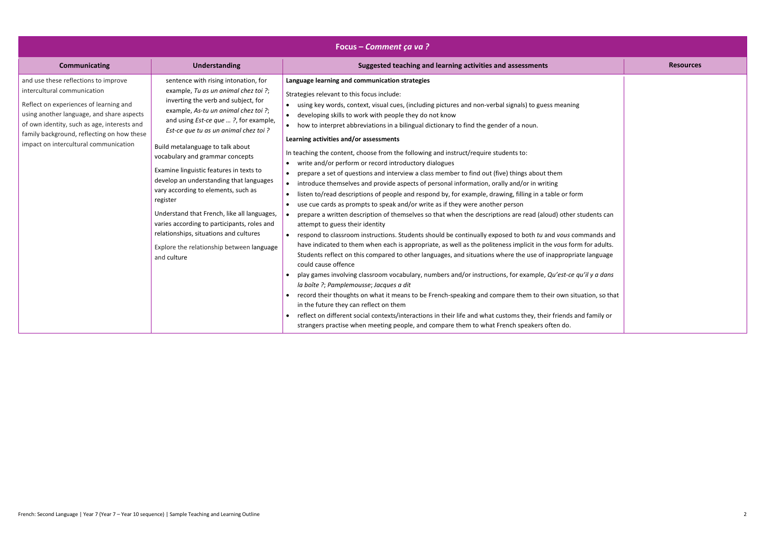| Focus – *Comment ça va ?* | | | |
|---|---|---|---|
| **Communicating** | **Understanding** | **Suggested teaching and learning activities and assessments** | **Resources** |
| and use these reflections to improve intercultural communication<br><br>Reflect on experiences of learning and using another language, and share aspects of own identity, such as age, interests and family background, reflecting on how these impact on intercultural communication | sentence with rising intonation, for example, *Tu as un animal chez toi ?*; inverting the verb and subject, for example, *As-tu un animal chez toi ?*; and using *Est-ce que … ?*, for example, *Est-ce que tu as un animal chez toi ?*<br><br>Build metalanguage to talk about vocabulary and grammar concepts<br><br>Examine linguistic features in texts to develop an understanding that languages vary according to elements, such as register<br><br>Understand that French, like all languages, varies according to participants, roles and relationships, situations and cultures<br><br>Explore the relationship between language and culture | **Language learning and communication strategies**<br><br>Strategies relevant to this focus include:<br>• using key words, context, visual cues, (including pictures and non-verbal signals) to guess meaning<br>• developing skills to work with people they do not know<br>• how to interpret abbreviations in a bilingual dictionary to find the gender of a noun.<br><br>**Learning activities and/or assessments**<br><br>In teaching the content, choose from the following and instruct/require students to:<br>• write and/or perform or record introductory dialogues<br>• prepare a set of questions and interview a class member to find out (five) things about them<br>• introduce themselves and provide aspects of personal information, orally and/or in writing<br>• listen to/read descriptions of people and respond by, for example, drawing, filling in a table or form<br>• use cue cards as prompts to speak and/or write as if they were another person<br>• prepare a written description of themselves so that when the descriptions are read (aloud) other students can attempt to guess their identity<br>• respond to classroom instructions. Students should be continually exposed to both *tu* and *vous* commands and have indicated to them when each is appropriate, as well as the politeness implicit in the *vous* form for adults. Students reflect on this compared to other languages, and situations where the use of inappropriate language could cause offence<br>• play games involving classroom vocabulary, numbers and/or instructions, for example, *Qu'est-ce qu'il y a dans la boîte ?*; *Pamplemousse*; *Jacques a dit*<br>• record their thoughts on what it means to be French-speaking and compare them to their own situation, so that in the future they can reflect on them<br>• reflect on different social contexts/interactions in their life and what customs they, their friends and family or strangers practise when meeting people, and compare them to what French speakers often do. | |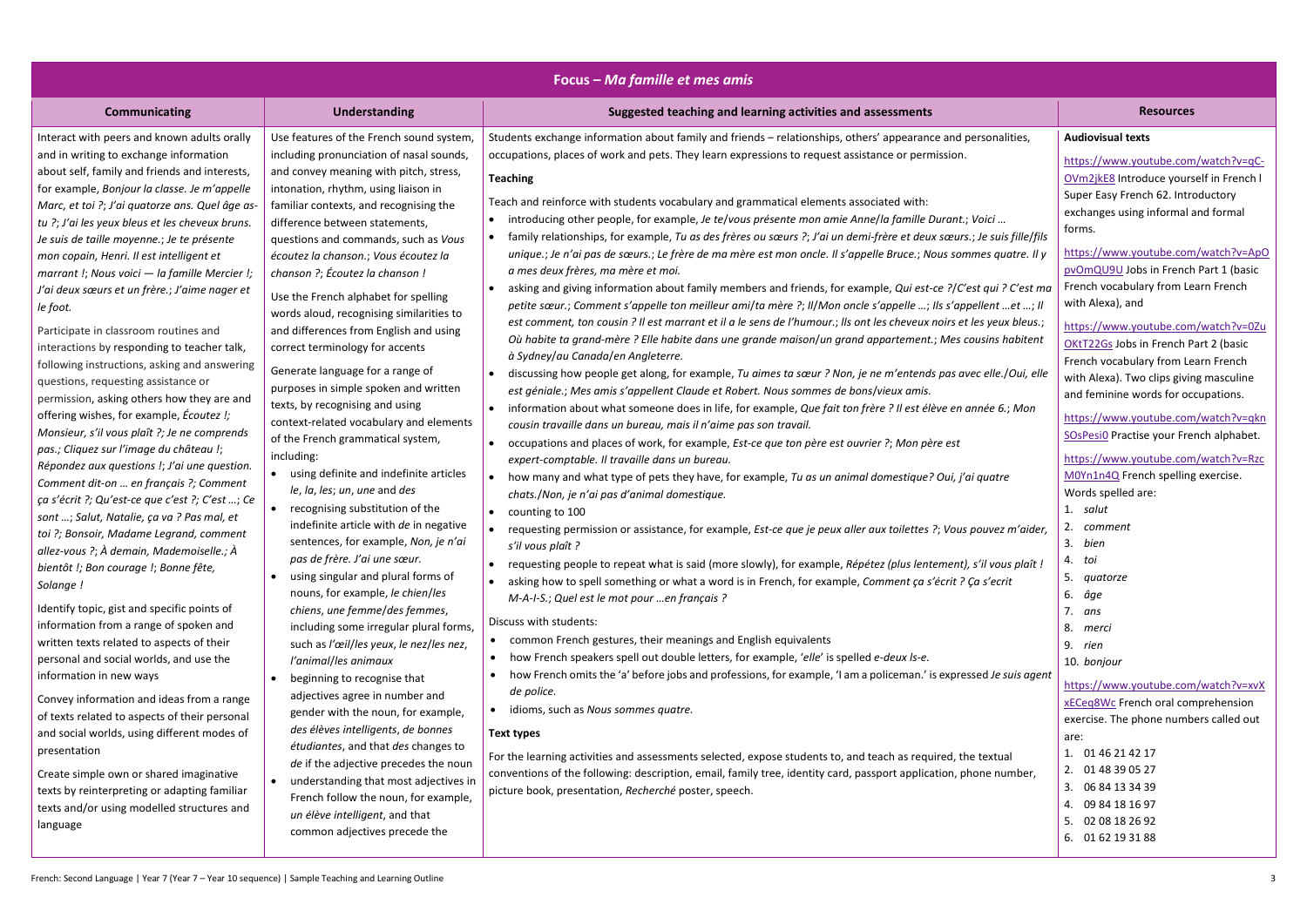# Focus – *Ma famille et mes amis*

| Communicating | Understanding | Suggested teaching and learning activities and assessments | Resources |
|---|---|---|---|
| Interact with peers and known adults orally and in writing to exchange information about self, family and friends and interests, for example, *Bonjour la classe. Je m'appelle Marc, et toi ?*; *J'ai quatorze ans. Quel âge as-tu ?*; *J'ai les yeux bleus et les cheveux bruns. Je suis de taille moyenne.*; *Je te présente mon copain, Henri. Il est intelligent et marrant !*; *Nous voici — la famille Mercier !*; *J'ai deux sœurs et un frère.*; *J'aime nager et le foot.*<br><br>Participate in classroom routines and interactions by responding to teacher talk, following instructions, asking and answering questions, requesting assistance or permission, asking others how they are and offering wishes, for example, *Écoutez !*; *Monsieur, s'il vous plaît ?*; *Je ne comprends pas.*; *Cliquez sur l'image du château !*; *Répondez aux questions !*; *J'ai une question.* *Comment dit-on … en français ?*; *Comment ça s'écrit ?*; *Qu'est-ce que c'est ?*; *C'est …*; *Ce sont …*; *Salut, Natalie, ça va ? Pas mal, et toi ?*; *Bonsoir, Madame Legrand, comment allez-vous ?*; *À demain, Mademoiselle.*; *À bientôt !*; *Bon courage !*; *Bonne fête, Solange !*<br><br>Identify topic, gist and specific points of information from a range of spoken and written texts related to aspects of their personal and social worlds, and use the information in new ways<br><br>Convey information and ideas from a range of texts related to aspects of their personal and social worlds, using different modes of presentation<br><br>Create simple own or shared imaginative texts by reinterpreting or adapting familiar texts and/or using modelled structures and language | Use features of the French sound system, including pronunciation of nasal sounds, and convey meaning with pitch, stress, intonation, rhythm, using liaison in familiar contexts, and recognising the difference between statements, questions and commands, such as *Vous écoutez la chanson.*; *Vous écoutez la chanson ?*; *Écoutez la chanson !*<br><br>Use the French alphabet for spelling words aloud, recognising similarities to and differences from English and using correct terminology for accents<br><br>Generate language for a range of purposes in simple spoken and written texts, by recognising and using context-related vocabulary and elements of the French grammatical system, including:<br>• using definite and indefinite articles *le*, *la*, *les*; *un*, *une* and *des*<br>• recognising substitution of the indefinite article with *de* in negative sentences, for example, *Non, je n'ai pas de frère. J'ai une sœur.*<br>• using singular and plural forms of nouns, for example, *le chien*/*les chiens*, *une femme*/*des femmes*, including some irregular plural forms, such as *l'œil*/*les yeux*, *le nez*/*les nez*, *l'animal*/*les animaux*<br>• beginning to recognise that adjectives agree in number and gender with the noun, for example, *des élèves intelligents*, *de bonnes étudiantes*, and that *des* changes to *de* if the adjective precedes the noun<br>• understanding that most adjectives in French follow the noun, for example, *un élève intelligent*, and that common adjectives precede the | Students exchange information about family and friends – relationships, others' appearance and personalities, occupations, places of work and pets. They learn expressions to request assistance or permission.<br><br>**Teaching**<br><br>Teach and reinforce with students vocabulary and grammatical elements associated with:<br>• introducing other people, for example, *Je te*/*vous présente mon amie Anne*/*la famille Durant.*; *Voici …*<br>• family relationships, for example, *Tu as des frères ou sœurs ?*; *J'ai un demi-frère et deux sœurs.*; *Je suis fille*/*fils unique.*; *Je n'ai pas de sœurs.*; *Le frère de ma mère est mon oncle. Il s'appelle Bruce.*; *Nous sommes quatre. Il y a mes deux frères, ma mère et moi.*<br>• asking and giving information about family members and friends, for example, *Qui est-ce ?*/*C'est qui ? C'est ma petite sœur.*; *Comment s'appelle ton meilleur ami*/*ta mère ?*; *Il*/*Mon oncle s'appelle …*; *Ils s'appellent …et …*; *Il est comment, ton cousin ? Il est marrant et il a le sens de l'humour.*; *Ils ont les cheveux noirs et les yeux bleus.*; *Où habite ta grand-mère ? Elle habite dans une grande maison*/*un grand appartement.*; *Mes cousins habitent à Sydney*/*au Canada*/*en Angleterre.*<br>• discussing how people get along, for example, *Tu aimes ta sœur ? Non, je ne m'entends pas avec elle.*/*Oui, elle est géniale.*; *Mes amis s'appellent Claude et Robert. Nous sommes de bons*/*vieux amis.*<br>• information about what someone does in life, for example, *Que fait ton frère ? Il est élève en année 6.*; *Mon cousin travaille dans un bureau, mais il n'aime pas son travail.*<br>• occupations and places of work, for example, *Est-ce que ton père est ouvrier ?*; *Mon père est expert-comptable. Il travaille dans un bureau.*<br>• how many and what type of pets they have, for example, *Tu as un animal domestique? Oui, j'ai quatre chats.*/*Non, je n'ai pas d'animal domestique.*<br>• counting to 100<br>• requesting permission or assistance, for example, *Est-ce que je peux aller aux toilettes ?*; *Vous pouvez m'aider, s'il vous plaît ?*<br>• requesting people to repeat what is said (more slowly), for example, *Répétez (plus lentement), s'il vous plaît !*<br>• asking how to spell something or what a word is in French, for example, *Comment ça s'écrit ? Ça s'écrit M-A-I-S.*; *Quel est le mot pour …en français ?*<br><br>Discuss with students:<br>• common French gestures, their meanings and English equivalents<br>• how French speakers spell out double letters, for example, '*elle*' is spelled *e-deux ls-e*.<br>• how French omits the 'a' before jobs and professions, for example, 'I am a policeman.' is expressed *Je suis agent de police.*<br>• idioms, such as *Nous sommes quatre.*<br><br>**Text types**<br><br>For the learning activities and assessments selected, expose students to, and teach as required, the textual conventions of the following: description, email, family tree, identity card, passport application, phone number, picture book, presentation, *Recherché* poster, speech. | **Audiovisual texts**<br><br>https://www.youtube.com/watch?v=qC-OVm2jkE8 Introduce yourself in French l Super Easy French 62. Introductory exchanges using informal and formal forms.<br><br>https://www.youtube.com/watch?v=ApOpvOmQU9U Jobs in French Part 1 (basic French vocabulary from Learn French with Alexa), and<br><br>https://www.youtube.com/watch?v=0ZuOKtT22Gs Jobs in French Part 2 (basic French vocabulary from Learn French with Alexa). Two clips giving masculine and feminine words for occupations.<br><br>https://www.youtube.com/watch?v=qknSOsPesi0 Practise your French alphabet.<br><br>https://www.youtube.com/watch?v=RzcM0Yn1n4Q French spelling exercise. Words spelled are:<br>1. *salut*<br>2. *comment*<br>3. *bien*<br>4. *toi*<br>5. *quatorze*<br>6. *âge*<br>7. *ans*<br>8. *merci*<br>9. *rien*<br>10. *bonjour*<br><br>https://www.youtube.com/watch?v=xvXxECeq8Wc French oral comprehension exercise. The phone numbers called out are:<br>1. 01 46 21 42 17<br>2. 01 48 39 05 27<br>3. 06 84 13 34 39<br>4. 09 84 18 16 97<br>5. 02 08 18 26 92<br>6. 01 62 19 31 88 |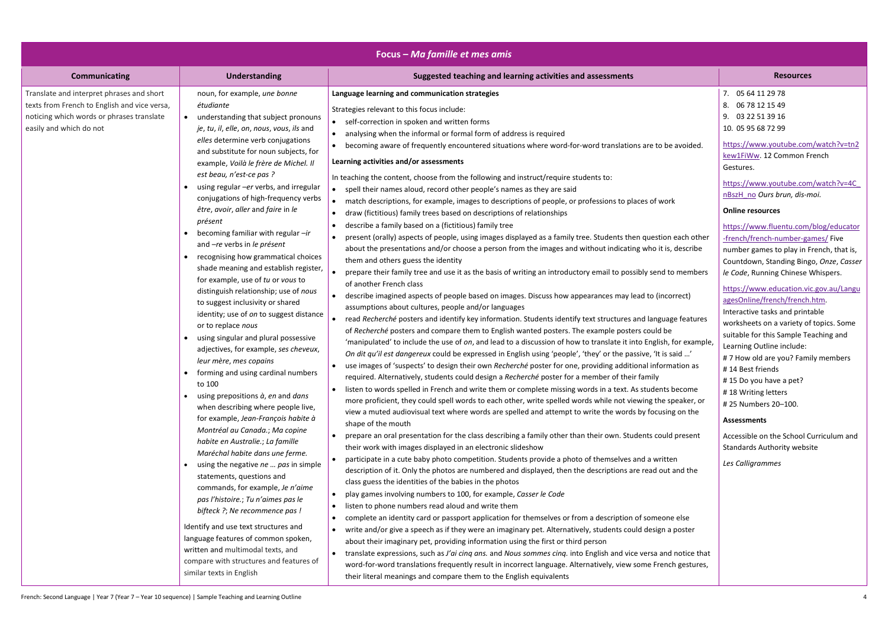| Focus – *Ma famille et mes amis* | | | |
|---|---|---|---|
| **Communicating** | **Understanding** | **Suggested teaching and learning activities and assessments** | **Resources** |
| Translate and interpret phrases and short texts from French to English and vice versa, noticing which words or phrases translate easily and which do not | noun, for example, *une bonne étudiante*<br>• understanding that subject pronouns *je*, *tu*, *il*, *elle*, *on*, *nous*, *vous*, *ils* and *elles* determine verb conjugations and substitute for noun subjects, for example, *Voilà le frère de Michel. Il est beau, n'est-ce pas ?*<br>• using regular –*er* verbs, and irregular conjugations of high-frequency verbs *être*, *avoir*, *aller* and *faire* in *le présent*<br>• becoming familiar with regular –*ir* and –*re* verbs in *le présent*<br>• recognising how grammatical choices shade meaning and establish register, for example, use of *tu* or *vous* to distinguish relationship; use of *nous* to suggest inclusivity or shared identity; use of *on* to suggest distance or to replace *nous*<br>• using singular and plural possessive adjectives, for example, *ses cheveux*, *leur mère*, *mes copains*<br>• forming and using cardinal numbers to 100<br>• using prepositions *à*, *en* and *dans* when describing where people live, for example, *Jean-François habite à Montréal au Canada.*; *Ma copine habite en Australie.*; *La famille Maréchal habite dans une ferme.*<br>• using the negative *ne … pas* in simple statements, questions and commands, for example, *Je n'aime pas l'histoire.*; *Tu n'aimes pas le bifteck ?*; *Ne recommence pas !*<br><br>Identify and use text structures and language features of common spoken, written and multimodal texts, and compare with structures and features of similar texts in English | **Language learning and communication strategies**<br><br>Strategies relevant to this focus include:<br>• self-correction in spoken and written forms<br>• analysing when the informal or formal form of address is required<br>• becoming aware of frequently encountered situations where word-for-word translations are to be avoided.<br><br>**Learning activities and/or assessments**<br><br>In teaching the content, choose from the following and instruct/require students to:<br>• spell their names aloud, record other people's names as they are said<br>• match descriptions, for example, images to descriptions of people, or professions to places of work<br>• draw (fictitious) family trees based on descriptions of relationships<br>• describe a family based on a (fictitious) family tree<br>• present (orally) aspects of people, using images displayed as a family tree. Students then question each other about the presentations and/or choose a person from the images and without indicating who it is, describe them and others guess the identity<br>• prepare their family tree and use it as the basis of writing an introductory email to possibly send to members of another French class<br>• describe imagined aspects of people based on images. Discuss how appearances may lead to (incorrect) assumptions about cultures, people and/or languages<br>• read *Recherché* posters and identify key information. Students identify text structures and language features of *Recherché* posters and compare them to English wanted posters. The example posters could be 'manipulated' to include the use of *on*, and lead to a discussion of how to translate it into English, for example, *On dit qu'il est dangereux* could be expressed in English using 'people', 'they' or the passive, 'It is said …'<br>• use images of 'suspects' to design their own *Recherché* poster for one, providing additional information as required. Alternatively, students could design a *Recherché* poster for a member of their family<br>• listen to words spelled in French and write them or complete missing words in a text. As students become more proficient, they could spell words to each other, write spelled words while not viewing the speaker, or view a muted audiovisual text where words are spelled and attempt to write the words by focusing on the shape of the mouth<br>• prepare an oral presentation for the class describing a family other than their own. Students could present their work with images displayed in an electronic slideshow<br>• participate in a cute baby photo competition. Students provide a photo of themselves and a written description of it. Only the photos are numbered and displayed, then the descriptions are read out and the class guess the identities of the babies in the photos<br>• play games involving numbers to 100, for example, *Casser le Code*<br>• listen to phone numbers read aloud and write them<br>• complete an identity card or passport application for themselves or from a description of someone else<br>• write and/or give a speech as if they were an imaginary pet. Alternatively, students could design a poster about their imaginary pet, providing information using the first or third person<br>• translate expressions, such as *J'ai cinq ans.* and *Nous sommes cinq.* into English and vice versa and notice that word-for-word translations frequently result in incorrect language. Alternatively, view some French gestures, their literal meanings and compare them to the English equivalents | 7. 05 64 11 29 78<br>8. 06 78 12 15 49<br>9. 03 22 51 39 16<br>10. 05 95 68 72 99<br><br>https://www.youtube.com/watch?v=tn2kew1FiWw. 12 Common French Gestures.<br><br>https://www.youtube.com/watch?v=4C_nBszH_no *Ours brun, dis-moi.*<br><br>**Online resources**<br><br>https://www.fluentu.com/blog/educator-french/french-number-games/ Five number games to play in French, that is, Countdown, Standing Bingo, *Onze*, *Casser le Code*, Running Chinese Whispers.<br><br>https://www.education.vic.gov.au/LanguagesOnline/french/french.htm. Interactive tasks and printable worksheets on a variety of topics. Some suitable for this Sample Teaching and Learning Outline include:<br># 7 How old are you? Family members<br># 14 Best friends<br># 15 Do you have a pet?<br># 18 Writing letters<br># 25 Numbers 20–100.<br><br>**Assessments**<br><br>Accessible on the School Curriculum and Standards Authority website<br><br>*Les Calligrammes* |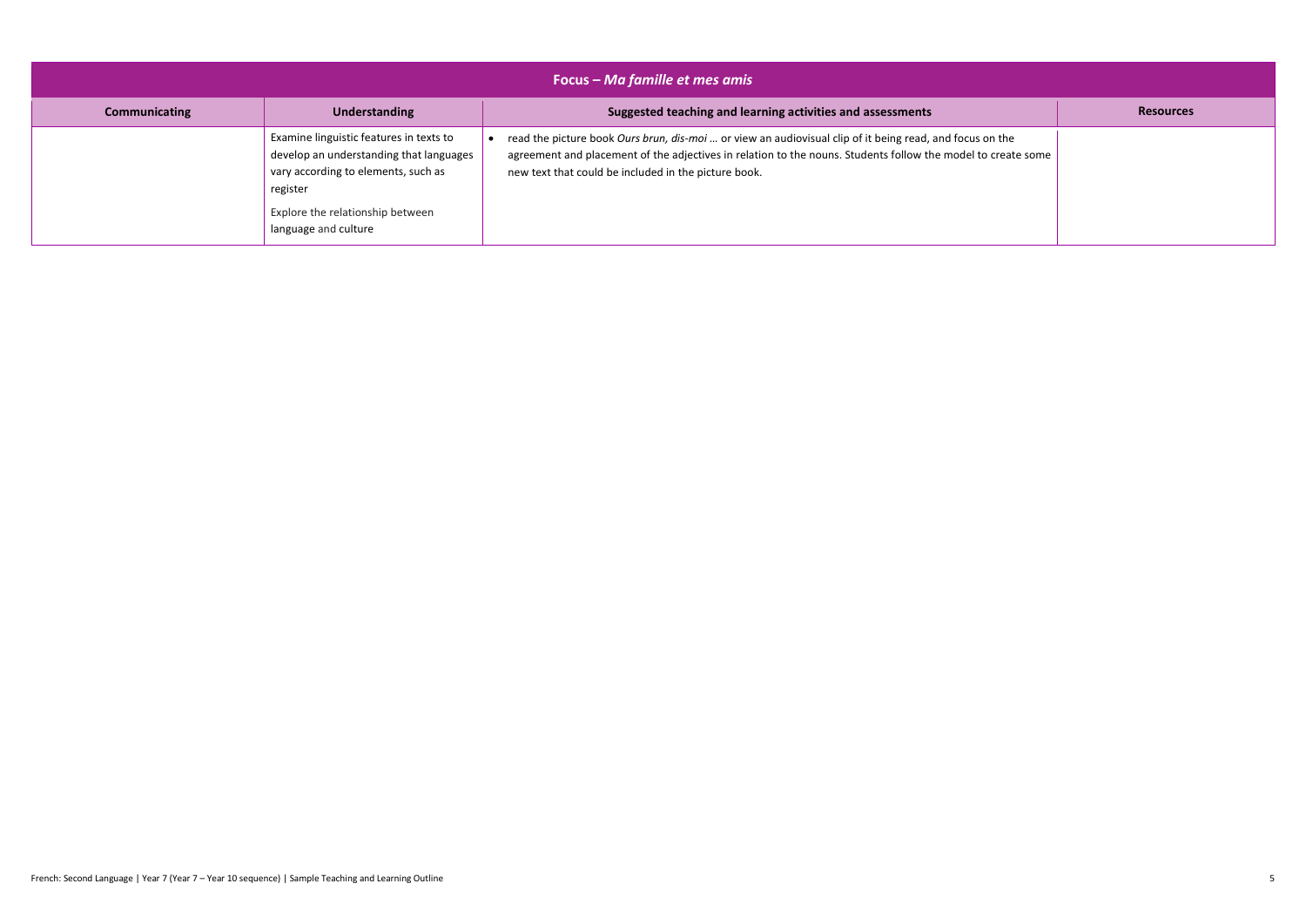| Focus – *Ma famille et mes amis* | | | |
|---|---|---|---|
| **Communicating** | **Understanding** | **Suggested teaching and learning activities and assessments** | **Resources** |
| | Examine linguistic features in texts to develop an understanding that languages vary according to elements, such as register<br><br>Explore the relationship between language and culture | • read the picture book *Ours brun, dis-moi …* or view an audiovisual clip of it being read, and focus on the agreement and placement of the adjectives in relation to the nouns. Students follow the model to create some new text that could be included in the picture book. | |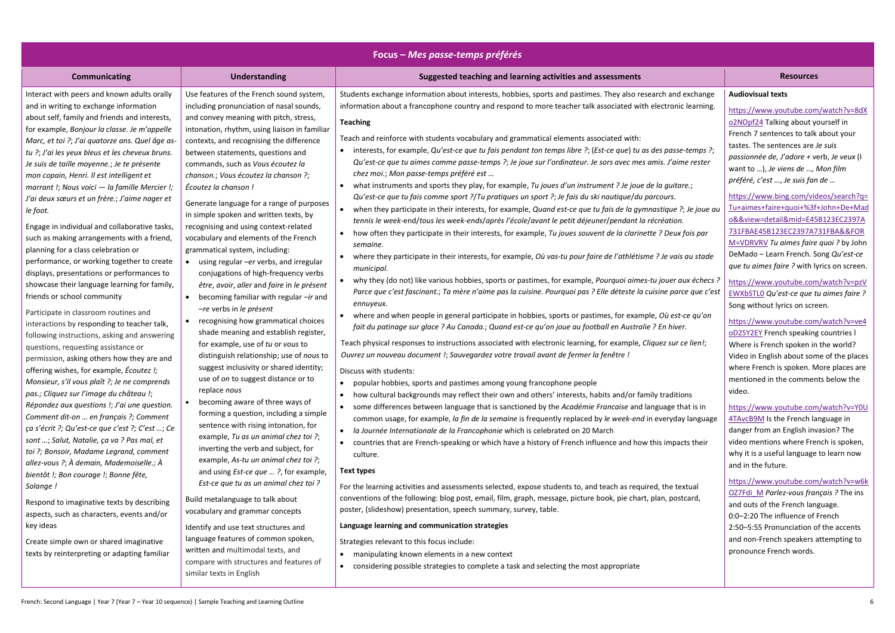# Focus – *Mes passe-temps préférés*

| Communicating | Understanding | Suggested teaching and learning activities and assessments | Resources |
|---|---|---|---|
| Interact with peers and known adults orally and in writing to exchange information about self, family and friends and interests, for example, *Bonjour la classe. Je m'appelle Marc, et toi ?*; *J'ai quatorze ans. Quel âge as-tu ?*; *J'ai les yeux bleus et les cheveux bruns. Je suis de taille moyenne.*; *Je te présente mon copain, Henri. Il est intelligent et marrant !*; *Nous voici — la famille Mercier !*; *J'ai deux sœurs et un frère.*; *J'aime nager et le foot.*<br><br>Engage in individual and collaborative tasks, such as making arrangements with a friend, planning for a class celebration or performance, or working together to create displays, presentations or performances to showcase their language learning for family, friends or school community<br><br>Participate in classroom routines and interactions by responding to teacher talk, following instructions, asking and answering questions, requesting assistance or permission, asking others how they are and offering wishes, for example, *Écoutez !*; *Monsieur, s'il vous plaît ?*; *Je ne comprends pas.*; *Cliquez sur l'image du château !*; *Répondez aux questions !*; *J'ai une question. Comment dit-on … en français ?*; *Comment ça s'écrit ?*; *Qu'est-ce que c'est ?*; *C'est …*; *Ce sont …*; *Salut, Natalie, ça va ? Pas mal, et toi ?*; *Bonsoir, Madame Legrand, comment allez-vous ?*; *À demain, Mademoiselle.*; *À bientôt !*; *Bon courage !*; *Bonne fête, Solange !*<br><br>Respond to imaginative texts by describing aspects, such as characters, events and/or key ideas<br><br>Create simple own or shared imaginative texts by reinterpreting or adapting familiar | Use features of the French sound system, including pronunciation of nasal sounds, and convey meaning with pitch, stress, intonation, rhythm, using liaison in familiar contexts, and recognising the difference between statements, questions and commands, such as *Vous écoutez la chanson.*; *Vous écoutez la chanson ?*; *Écoutez la chanson !*<br><br>Generate language for a range of purposes in simple spoken and written texts, by recognising and using context-related vocabulary and elements of the French grammatical system, including:<br>• using regular *–er* verbs, and irregular conjugations of high-frequency verbs *être*, *avoir*, *aller* and *faire* in *le présent*<br>• becoming familiar with regular *–ir* and *–re* verbs in *le présent*<br>• recognising how grammatical choices shade meaning and establish register, for example, use of *tu* or *vous* to distinguish relationship; use of *nous* to suggest inclusivity or shared identity; use of *on* to suggest distance or to replace *nous*<br>• becoming aware of three ways of forming a question, including a simple sentence with rising intonation, for example, *Tu as un animal chez toi ?*; inverting the verb and subject, for example, *As-tu un animal chez toi ?*; and using *Est-ce que … ?*, for example, *Est-ce que tu as un animal chez toi ?*<br><br>Build metalanguage to talk about vocabulary and grammar concepts<br><br>Identify and use text structures and language features of common spoken, written and multimodal texts, and compare with structures and features of similar texts in English | Students exchange information about interests, hobbies, sports and pastimes. They also research and exchange information about a francophone country and respond to more teacher talk associated with electronic learning.<br><br>**Teaching**<br><br>Teach and reinforce with students vocabulary and grammatical elements associated with:<br>• interests, for example, *Qu'est-ce que tu fais pendant ton temps libre ?*; (*Est-ce que*) *tu as des passe-temps ?*; *Qu'est-ce que tu aimes comme passe-temps ?*; *Je joue sur l'ordinateur. Je sors avec mes amis. J'aime rester chez moi.*; *Mon passe-temps préféré est …*<br>• what instruments and sports they play, for example, *Tu joues d'un instrument ? Je joue de la guitare.*; *Qu'est-ce que tu fais comme sport ?/Tu pratiques un sport ?*; *Je fais du ski nautique/du parcours.*<br>• when they participate in their interests, for example, *Quand est-ce que tu fais de la gymnastique ?*; *Je joue au tennis le week-end/tous les week-ends/après l'école/avant le petit déjeuner/pendant la récréation.*<br>• how often they participate in their interests, for example, *Tu joues souvent de la clarinette ? Deux fois par semaine.*<br>• where they participate in their interests, for example, *Où vas-tu pour faire de l'athlétisme ? Je vais au stade municipal.*<br>• why they (do not) like various hobbies, sports or pastimes, for example, *Pourquoi aimes-tu jouer aux échecs ? Parce que c'est fascinant.*; *Ta mère n'aime pas la cuisine. Pourquoi pas ? Elle déteste la cuisine parce que c'est ennuyeux.*<br>• where and when people in general participate in hobbies, sports or pastimes, for example, *Où est-ce qu'on fait du patinage sur glace ? Au Canada.*; *Quand est-ce qu'on joue au football en Australie ? En hiver.*<br><br>Teach physical responses to instructions associated with electronic learning, for example, *Cliquez sur ce lien!*; *Ouvrez un nouveau document !*; *Sauvegardez votre travail avant de fermer la fenêtre !*<br><br>Discuss with students:<br>• popular hobbies, sports and pastimes among young francophone people<br>• how cultural backgrounds may reflect their own and others' interests, habits and/or family traditions<br>• some differences between language that is sanctioned by the *Académie Francaise* and language that is in common usage, for example, *la fin de la semaine* is frequently replaced by *le week-end* in everyday language<br>• *la Journée Internationale de la Francophonie* which is celebrated on 20 March<br>• countries that are French-speaking or which have a history of French influence and how this impacts their culture.<br><br>**Text types**<br><br>For the learning activities and assessments selected, expose students to, and teach as required, the textual conventions of the following: blog post, email, film, graph, message, picture book, pie chart, plan, postcard, poster, (slideshow) presentation, speech summary, survey, table.<br><br>**Language learning and communication strategies**<br><br>Strategies relevant to this focus include:<br>• manipulating known elements in a new context<br>• considering possible strategies to complete a task and selecting the most appropriate | **Audiovisual texts**<br><br>https://www.youtube.com/watch?v=8dXo2NOpf24 Talking about yourself in French 7 sentences to talk about your tastes. The sentences are *Je suis passionnée de*, *J'adore* + verb, *Je veux* (I want to …), *Je viens de …, Mon film préféré, c'est …*, *Je suis fan de …*<br><br>https://www.bing.com/videos/search?q=Tu+aimes+faire+quoi+%3f+John+De+Mado&&view=detail&mid=E45B123EC2397A731FBAE45B123EC2397A731FBA&&FORM=VDRVRV *Tu aimes faire quoi ?* by John DeMado – Learn French. Song *Qu'est-ce que tu aimes faire ?* with lyrics on screen.<br><br>https://www.youtube.com/watch?v=pzVEWXbSTL0 *Qu'est-ce que tu aimes faire ?* Song without lyrics on screen.<br><br>https://www.youtube.com/watch?v=ve4oD2SY2EY French speaking countries I Where is French spoken in the world? Video in English about some of the places where French is spoken. More places are mentioned in the comments below the video.<br><br>https://www.youtube.com/watch?v=Y0U4TAvcB9M Is the French language in danger from an English invasion? The video mentions where French is spoken, why it is a useful language to learn now and in the future.<br><br>https://www.youtube.com/watch?v=w6kOZ7Fdi_M *Parlez-vous français ?* The ins and outs of the French language.<br>0:0–2:20 The influence of French<br>2:50–5:55 Pronunciation of the accents and non-French speakers attempting to pronounce French words. |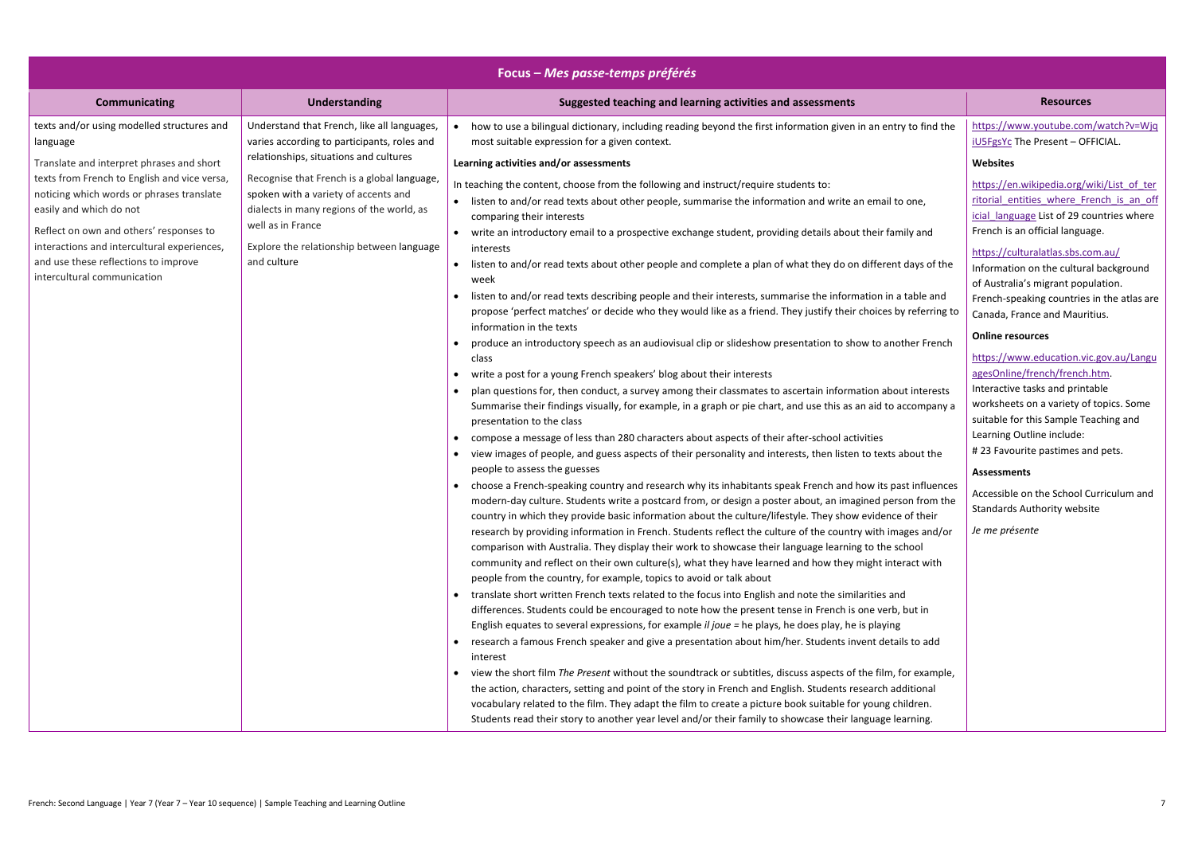| Focus – *Mes passe-temps préférés* | | | |
|---|---|---|---|
| **Communicating** | **Understanding** | **Suggested teaching and learning activities and assessments** | **Resources** |
| texts and/or using modelled structures and language<br><br>Translate and interpret phrases and short texts from French to English and vice versa, noticing which words or phrases translate easily and which do not<br><br>Reflect on own and others' responses to interactions and intercultural experiences, and use these reflections to improve intercultural communication | Understand that French, like all languages, varies according to participants, roles and relationships, situations and cultures<br><br>Recognise that French is a global language, spoken with a variety of accents and dialects in many regions of the world, as well as in France<br><br>Explore the relationship between language and culture | • how to use a bilingual dictionary, including reading beyond the first information given in an entry to find the most suitable expression for a given context.<br><br>**Learning activities and/or assessments**<br><br>In teaching the content, choose from the following and instruct/require students to:<br>• listen to and/or read texts about other people, summarise the information and write an email to one, comparing their interests<br>• write an introductory email to a prospective exchange student, providing details about their family and interests<br>• listen to and/or read texts about other people and complete a plan of what they do on different days of the week<br>• listen to and/or read texts describing people and their interests, summarise the information in a table and propose 'perfect matches' or decide who they would like as a friend. They justify their choices by referring to information in the texts<br>• produce an introductory speech as an audiovisual clip or slideshow presentation to show to another French class<br>• write a post for a young French speakers' blog about their interests<br>• plan questions for, then conduct, a survey among their classmates to ascertain information about interests Summarise their findings visually, for example, in a graph or pie chart, and use this as an aid to accompany a presentation to the class<br>• compose a message of less than 280 characters about aspects of their after-school activities<br>• view images of people, and guess aspects of their personality and interests, then listen to texts about the people to assess the guesses<br>• choose a French-speaking country and research why its inhabitants speak French and how its past influences modern-day culture. Students write a postcard from, or design a poster about, an imagined person from the country in which they provide basic information about the culture/lifestyle. They show evidence of their research by providing information in French. Students reflect the culture of the country with images and/or comparison with Australia. They display their work to showcase their language learning to the school community and reflect on their own culture(s), what they have learned and how they might interact with people from the country, for example, topics to avoid or talk about<br>• translate short written French texts related to the focus into English and note the similarities and differences. Students could be encouraged to note how the present tense in French is one verb, but in English equates to several expressions, for example *il joue* = he plays, he does play, he is playing<br>• research a famous French speaker and give a presentation about him/her. Students invent details to add interest<br>• view the short film *The Present* without the soundtrack or subtitles, discuss aspects of the film, for example, the action, characters, setting and point of the story in French and English. Students research additional vocabulary related to the film. They adapt the film to create a picture book suitable for young children. Students read their story to another year level and/or their family to showcase their language learning. | https://www.youtube.com/watch?v=WjqiU5FgsYc The Present – OFFICIAL.<br><br>**Websites**<br><br>https://en.wikipedia.org/wiki/List_of_territorial_entities_where_French_is_an_official_language List of 29 countries where French is an official language.<br><br>https://culturalatlas.sbs.com.au/<br>Information on the cultural background of Australia's migrant population. French-speaking countries in the atlas are Canada, France and Mauritius.<br><br>**Online resources**<br><br>https://www.education.vic.gov.au/LanguagesOnline/french/french.htm. Interactive tasks and printable worksheets on a variety of topics. Some suitable for this Sample Teaching and Learning Outline include:<br># 23 Favourite pastimes and pets.<br><br>**Assessments**<br><br>Accessible on the School Curriculum and Standards Authority website<br><br>*Je me présente* |